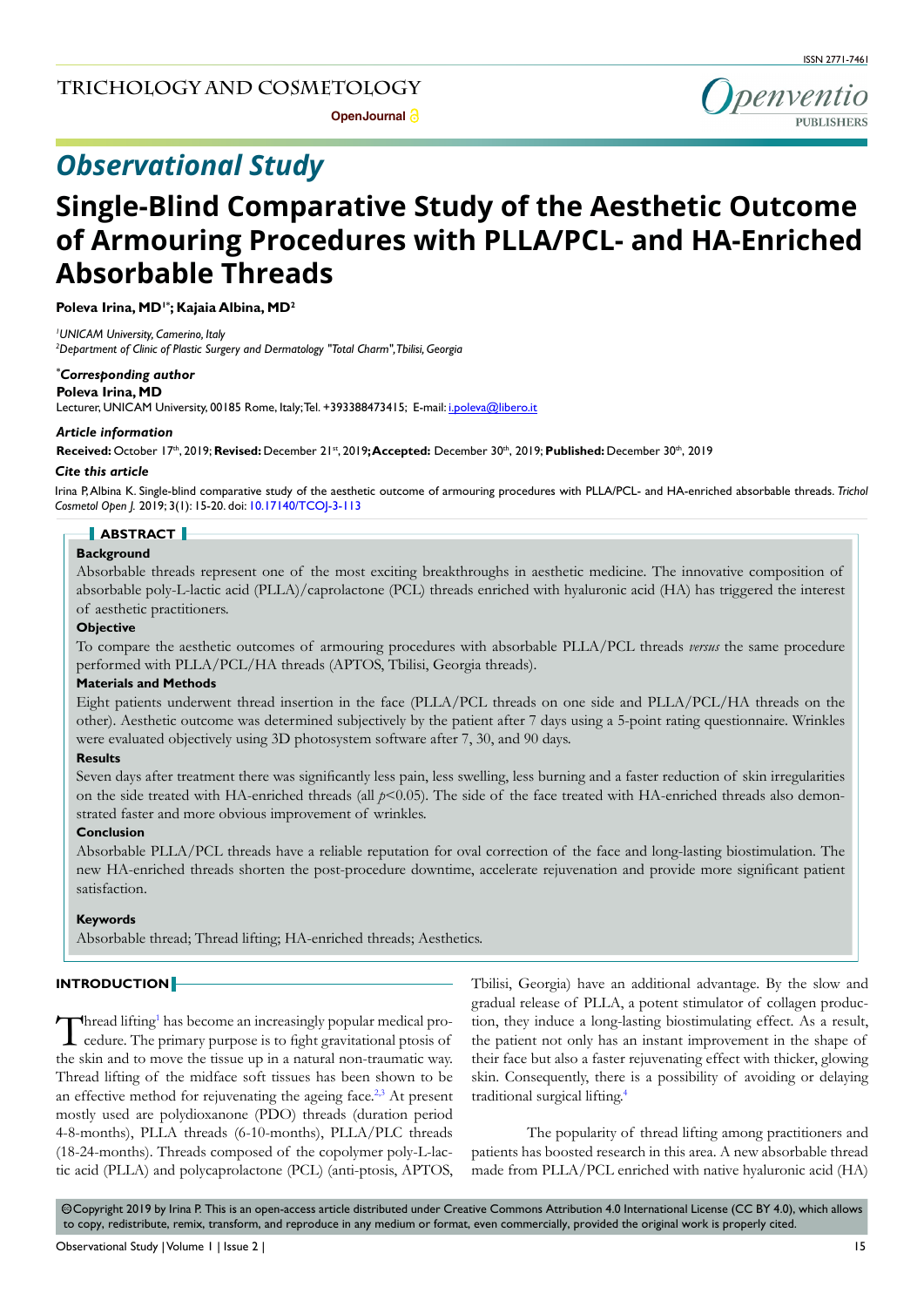## Observational Study

# Single-Blind Comparative Study of the Aesthetic Outcome of Armouring Procedures with PLLA/PCL- and HA-Enriched Absorbable Threads

**Poleva Irina, MD[1*]; Kajaia Albina, MD[2]**

[1]*UNICAM University, Camerino, Italy*
[2]*Department of Clinic of Plastic Surgery and Dermatology "Total Charm", Tbilisi, Georgia*

***Corresponding author**
**Poleva Irina, MD**
Lecturer, UNICAM University, 00185 Rome, Italy; Tel. +393388473415; E-mail: i.poleva@libero.it

***Article information***
**Received:** October 17th, 2019; **Revised:** December 21st, 2019; **Accepted:** December 30th, 2019; **Published:** December 30th, 2019

***Cite this article***
Irina P, Albina K. Single-blind comparative study of the aesthetic outcome of armouring procedures with PLLA/PCL- and HA-enriched absorbable threads. *Trichol Cosmetol Open J.* 2019; 3(1): 15-20. doi: 10.17140/TCOJ-3-113

## ABSTRACT

**Background**

Absorbable threads represent one of the most exciting breakthroughs in aesthetic medicine. The innovative composition of absorbable poly-L-lactic acid (PLLA)/caprolactone (PCL) threads enriched with hyaluronic acid (HA) has triggered the interest of aesthetic practitioners.

**Objective**

To compare the aesthetic outcomes of armouring procedures with absorbable PLLA/PCL threads *versus* the same procedure performed with PLLA/PCL/HA threads (APTOS, Tbilisi, Georgia threads).

**Materials and Methods**

Eight patients underwent thread insertion in the face (PLLA/PCL threads on one side and PLLA/PCL/HA threads on the other). Aesthetic outcome was determined subjectively by the patient after 7 days using a 5-point rating questionnaire. Wrinkles were evaluated objectively using 3D photosystem software after 7, 30, and 90 days.

**Results**

Seven days after treatment there was significantly less pain, less swelling, less burning and a faster reduction of skin irregularities on the side treated with HA-enriched threads (all $p<0.05$). The side of the face treated with HA-enriched threads also demonstrated faster and more obvious improvement of wrinkles.

**Conclusion**

Absorbable PLLA/PCL threads have a reliable reputation for oval correction of the face and long-lasting biostimulation. The new HA-enriched threads shorten the post-procedure downtime, accelerate rejuvenation and provide more significant patient satisfaction.

**Keywords**

Absorbable thread; Thread lifting; HA-enriched threads; Aesthetics.

## INTRODUCTION

Thread lifting[1] has become an increasingly popular medical procedure. The primary purpose is to fight gravitational ptosis of the skin and to move the tissue up in a natural non-traumatic way. Thread lifting of the midface soft tissues has been shown to be an effective method for rejuvenating the ageing face.[2,3] At present mostly used are polydioxanone (PDO) threads (duration period 4-8-months), PLLA threads (6-10-months), PLLA/PLC threads (18-24-months). Threads composed of the copolymer poly-L-lactic acid (PLLA) and polycaprolactone (PCL) (anti-ptosis, APTOS, Tbilisi, Georgia) have an additional advantage. By the slow and gradual release of PLLA, a potent stimulator of collagen production, they induce a long-lasting biostimulating effect. As a result, the patient not only has an instant improvement in the shape of their face but also a faster rejuvenating effect with thicker, glowing skin. Consequently, there is a possibility of avoiding or delaying traditional surgical lifting.[4]

The popularity of thread lifting among practitioners and patients has boosted research in this area. A new absorbable thread made from PLLA/PCL enriched with native hyaluronic acid (HA)

©Copyright 2019 by Irina P. This is an open-access article distributed under Creative Commons Attribution 4.0 International License (CC BY 4.0), which allows to copy, redistribute, remix, transform, and reproduce in any medium or format, even commercially, provided the original work is properly cited.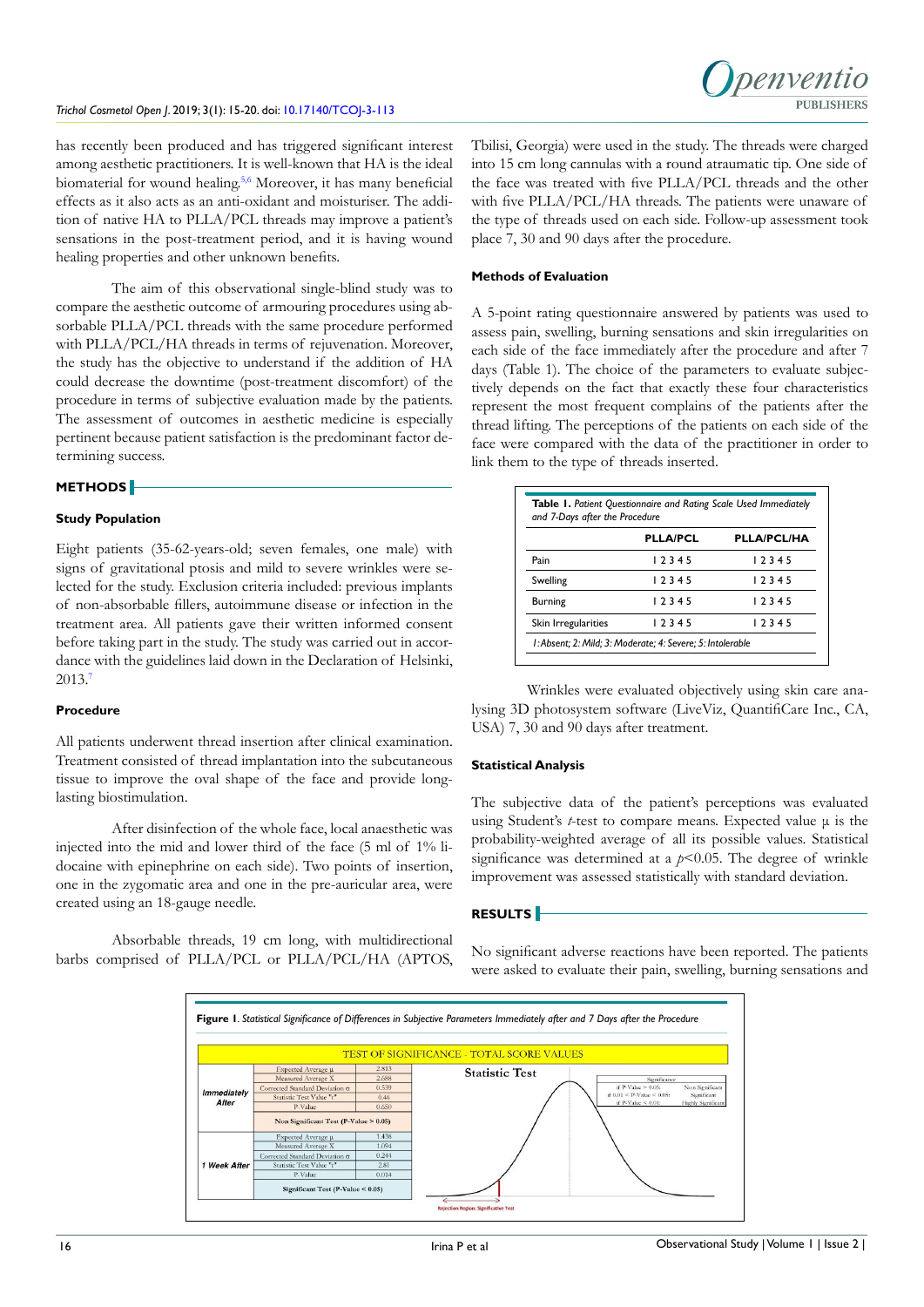has recently been produced and has triggered significant interest among aesthetic practitioners. It is well-known that HA is the ideal biomaterial for wound healing.[5,6] Moreover, it has many beneficial effects as it also acts as an anti-oxidant and moisturiser. The addition of native HA to PLLA/PCL threads may improve a patient's sensations in the post-treatment period, and it is having wound healing properties and other unknown benefits.

The aim of this observational single-blind study was to compare the aesthetic outcome of armouring procedures using absorbable PLLA/PCL threads with the same procedure performed with PLLA/PCL/HA threads in terms of rejuvenation. Moreover, the study has the objective to understand if the addition of HA could decrease the downtime (post-treatment discomfort) of the procedure in terms of subjective evaluation made by the patients. The assessment of outcomes in aesthetic medicine is especially pertinent because patient satisfaction is the predominant factor determining success.

## METHODS

### Study Population

Eight patients (35-62-years-old; seven females, one male) with signs of gravitational ptosis and mild to severe wrinkles were selected for the study. Exclusion criteria included: previous implants of non-absorbable fillers, autoimmune disease or infection in the treatment area. All patients gave their written informed consent before taking part in the study. The study was carried out in accordance with the guidelines laid down in the Declaration of Helsinki, 2013.[7]

### Procedure

All patients underwent thread insertion after clinical examination. Treatment consisted of thread implantation into the subcutaneous tissue to improve the oval shape of the face and provide long-lasting biostimulation.

After disinfection of the whole face, local anaesthetic was injected into the mid and lower third of the face (5 ml of 1% lidocaine with epinephrine on each side). Two points of insertion, one in the zygomatic area and one in the pre-auricular area, were created using an 18-gauge needle.

Absorbable threads, 19 cm long, with multidirectional barbs comprised of PLLA/PCL or PLLA/PCL/HA (APTOS, Tbilisi, Georgia) were used in the study. The threads were charged into 15 cm long cannulas with a round atraumatic tip. One side of the face was treated with five PLLA/PCL threads and the other with five PLLA/PCL/HA threads. The patients were unaware of the type of threads used on each side. Follow-up assessment took place 7, 30 and 90 days after the procedure.

### Methods of Evaluation

A 5-point rating questionnaire answered by patients was used to assess pain, swelling, burning sensations and skin irregularities on each side of the face immediately after the procedure and after 7 days (Table 1). The choice of the parameters to evaluate subjectively depends on the fact that exactly these four characteristics represent the most frequent complains of the patients after the thread lifting. The perceptions of the patients on each side of the face were compared with the data of the practitioner in order to link them to the type of threads inserted.

**Table 1.** *Patient Questionnaire and Rating Scale Used Immediately and 7-Days after the Procedure*

| | PLLA/PCL | PLLA/PCL/HA |
|---|---|---|
| Pain | 1 2 3 4 5 | 1 2 3 4 5 |
| Swelling | 1 2 3 4 5 | 1 2 3 4 5 |
| Burning | 1 2 3 4 5 | 1 2 3 4 5 |
| Skin Irregularities | 1 2 3 4 5 | 1 2 3 4 5 |

*1: Absent; 2: Mild; 3: Moderate; 4: Severe; 5: Intolerable*

Wrinkles were evaluated objectively using skin care analysing 3D photosystem software (LiveViz, QuantifiCare Inc., CA, USA) 7, 30 and 90 days after treatment.

### Statistical Analysis

The subjective data of the patient's perceptions was evaluated using Student's *t*-test to compare means. Expected value μ is the probability-weighted average of all its possible values. Statistical significance was determined at a $p<0.05$. The degree of wrinkle improvement was assessed statistically with standard deviation.

## RESULTS

No significant adverse reactions have been reported. The patients were asked to evaluate their pain, swelling, burning sensations and

**Figure 1**. *Statistical Significance of Differences in Subjective Parameters Immediately after and 7 Days after the Procedure*

TEST OF SIGNIFICANCE - TOTAL SCORE VALUES

| | | |
|---|---|---|
| Immediately After | Expected Average μ | 2.813 |
| | Measured Average X | 2.688 |
| | Corrected Standard Deviation σ | 0.539 |
| | Statistic Test Value "t" | 0.46 |
| | P-Value | 0.650 |
| | Non Significant Test (P-Value > 0.05) | |
| 1 Week After | Expected Average μ | 1.438 |
| | Measured Average X | 1.094 |
| | Corrected Standard Deviation σ | 0.244 |
| | Statistic Test Value "t" | 2.81 |
| | P-Value | 0.014 |
| | Significant Test (P-Value < 0.05) | |

Statistic Test

| Significance | |
|---|---|
| if P-Value > 0.05: | Non Significant |
| if 0.01 < P-Value < 0.05: | Significant |
| if P-Value < 0.01: | Highly Significant |

Rejection Region: Significative Test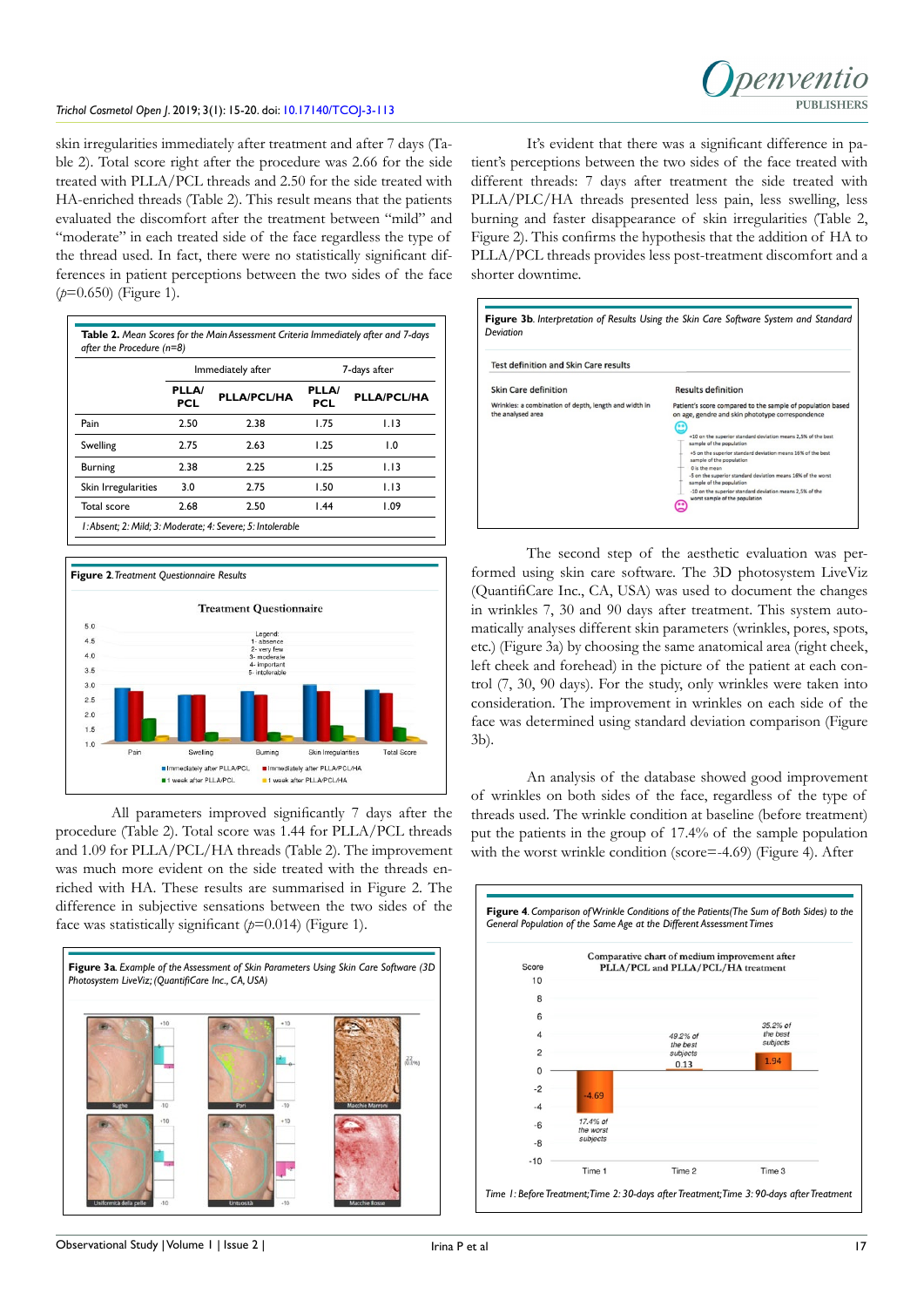skin irregularities immediately after treatment and after 7 days (Table 2). Total score right after the procedure was 2.66 for the side treated with PLLA/PCL threads and 2.50 for the side treated with HA-enriched threads (Table 2). This result means that the patients evaluated the discomfort after the treatment between "mild" and "moderate" in each treated side of the face regardless the type of the thread used. In fact, there were no statistically significant differences in patient perceptions between the two sides of the face ($p$=0.650) (Figure 1).

**Table 2.** *Mean Scores for the Main Assessment Criteria Immediately after and 7-days after the Procedure (n=8)*

| | Immediately after | | 7-days after | |
|---|---|---|---|---|
| | PLLA/PCL | PLLA/PCL/HA | PLLA/PCL | PLLA/PCL/HA |
| Pain | 2.50 | 2.38 | 1.75 | 1.13 |
| Swelling | 2.75 | 2.63 | 1.25 | 1.0 |
| Burning | 2.38 | 2.25 | 1.25 | 1.13 |
| Skin Irregularities | 3.0 | 2.75 | 1.50 | 1.13 |
| Total score | 2.68 | 2.50 | 1.44 | 1.09 |

*1: Absent; 2: Mild; 3: Moderate; 4: Severe; 5: Intolerable*

**Figure 2.** *Treatment Questionnaire Results*

All parameters improved significantly 7 days after the procedure (Table 2). Total score was 1.44 for PLLA/PCL threads and 1.09 for PLLA/PCL/HA threads (Table 2). The improvement was much more evident on the side treated with the threads enriched with HA. These results are summarised in Figure 2. The difference in subjective sensations between the two sides of the face was statistically significant ($p$=0.014) (Figure 1).

**Figure 3a.** *Example of the Assessment of Skin Parameters Using Skin Care Software (3D Photosystem LiveViz; (QuantifiCare Inc., CA, USA)*

It's evident that there was a significant difference in patient's perceptions between the two sides of the face treated with different threads: 7 days after treatment the side treated with PLLA/PLC/HA threads presented less pain, less swelling, less burning and faster disappearance of skin irregularities (Table 2, Figure 2). This confirms the hypothesis that the addition of HA to PLLA/PCL threads provides less post-treatment discomfort and a shorter downtime.

**Figure 3b.** *Interpretation of Results Using the Skin Care Software System and Standard Deviation*

The second step of the aesthetic evaluation was performed using skin care software. The 3D photosystem LiveViz (QuantifiCare Inc., CA, USA) was used to document the changes in wrinkles 7, 30 and 90 days after treatment. This system automatically analyses different skin parameters (wrinkles, pores, spots, etc.) (Figure 3a) by choosing the same anatomical area (right cheek, left cheek and forehead) in the picture of the patient at each control (7, 30, 90 days). For the study, only wrinkles were taken into consideration. The improvement in wrinkles on each side of the face was determined using standard deviation comparison (Figure 3b).

An analysis of the database showed good improvement of wrinkles on both sides of the face, regardless of the type of threads used. The wrinkle condition at baseline (before treatment) put the patients in the group of 17.4% of the sample population with the worst wrinkle condition (score=-4.69) (Figure 4). After

**Figure 4.** *Comparison of Wrinkle Conditions of the Patients(The Sum of Both Sides) to the General Population of the Same Age at the Different Assessment Times*

*Time 1: Before Treatment; Time 2: 30-days after Treatment; Time 3: 90-days after Treatment*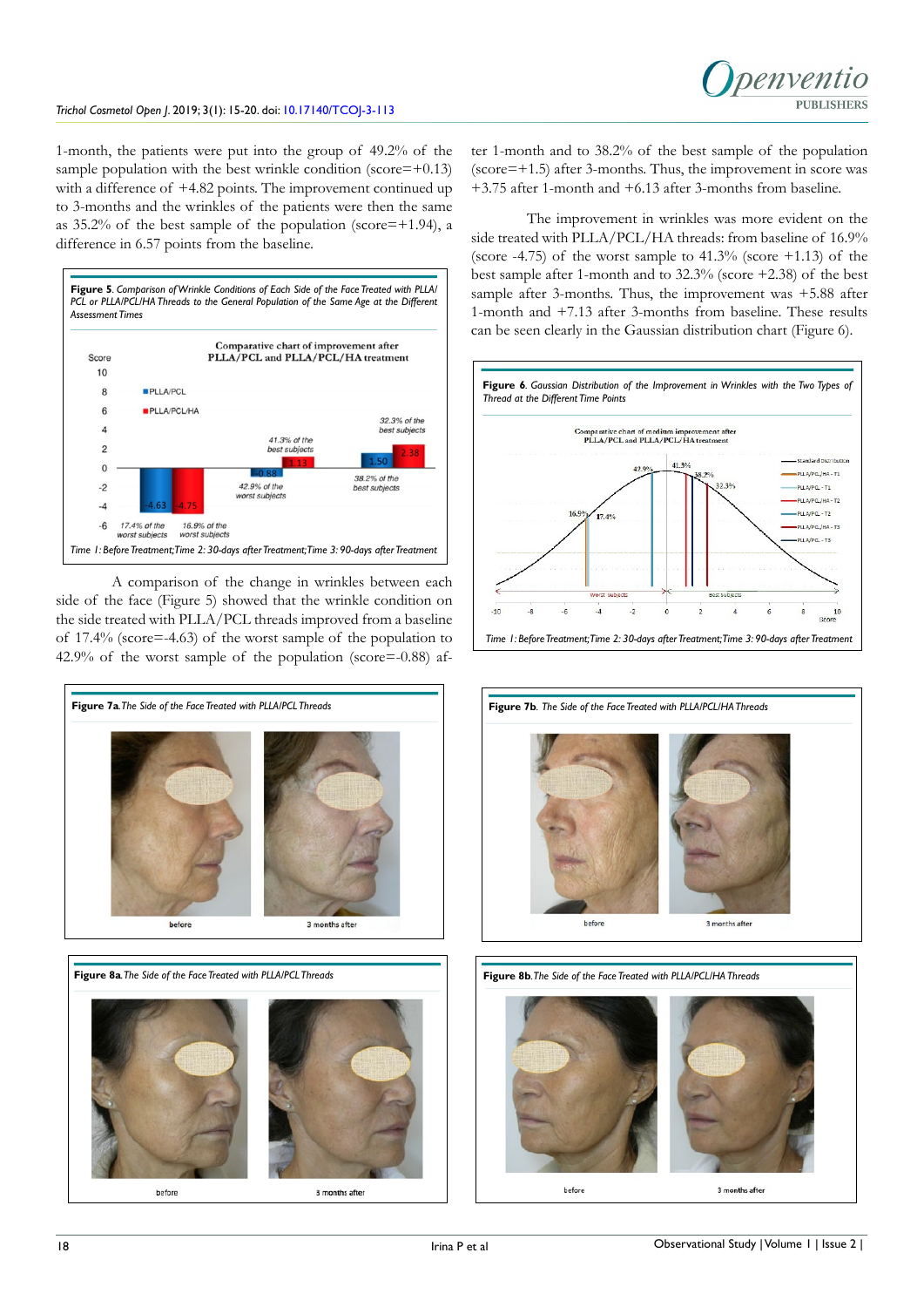1-month, the patients were put into the group of 49.2% of the sample population with the best wrinkle condition (score=+0.13) with a difference of +4.82 points. The improvement continued up to 3-months and the wrinkles of the patients were then the same as 35.2% of the best sample of the population (score=+1.94), a difference in 6.57 points from the baseline.

**Figure 5**. *Comparison of Wrinkle Conditions of Each Side of the Face Treated with PLLA/PCL or PLLA/PCL/HA Threads to the General Population of the Same Age at the Different Assessment Times*

*Time 1: Before Treatment; Time 2: 30-days after Treatment; Time 3: 90-days after Treatment*

A comparison of the change in wrinkles between each side of the face (Figure 5) showed that the wrinkle condition on the side treated with PLLA/PCL threads improved from a baseline of 17.4% (score=-4.63) of the worst sample of the population to 42.9% of the worst sample of the population (score=-0.88) after 1-month and to 38.2% of the best sample of the population (score=+1.5) after 3-months. Thus, the improvement in score was +3.75 after 1-month and +6.13 after 3-months from baseline.

The improvement in wrinkles was more evident on the side treated with PLLA/PCL/HA threads: from baseline of 16.9% (score -4.75) of the worst sample of the population to 41.3% (score +1.13) of the best sample after 1-month and to 32.3% (score +2.38) of the best sample after 3-months. Thus, the improvement was +5.88 after 1-month and +7.13 after 3-months from baseline. These results can be seen clearly in the Gaussian distribution chart (Figure 6).

**Figure 6**. *Gaussian Distribution of the Improvement in Wrinkles with the Two Types of Thread at the Different Time Points*

*Time 1: Before Treatment; Time 2: 30-days after Treatment; Time 3: 90-days after Treatment*

**Figure 7a**. *The Side of the Face Treated with PLLA/PCL Threads*

**Figure 7b**. *The Side of the Face Treated with PLLA/PCL/HA Threads*

**Figure 8a**. *The Side of the Face Treated with PLLA/PCL Threads*

**Figure 8b**. *The Side of the Face Treated with PLLA/PCL/HA Threads*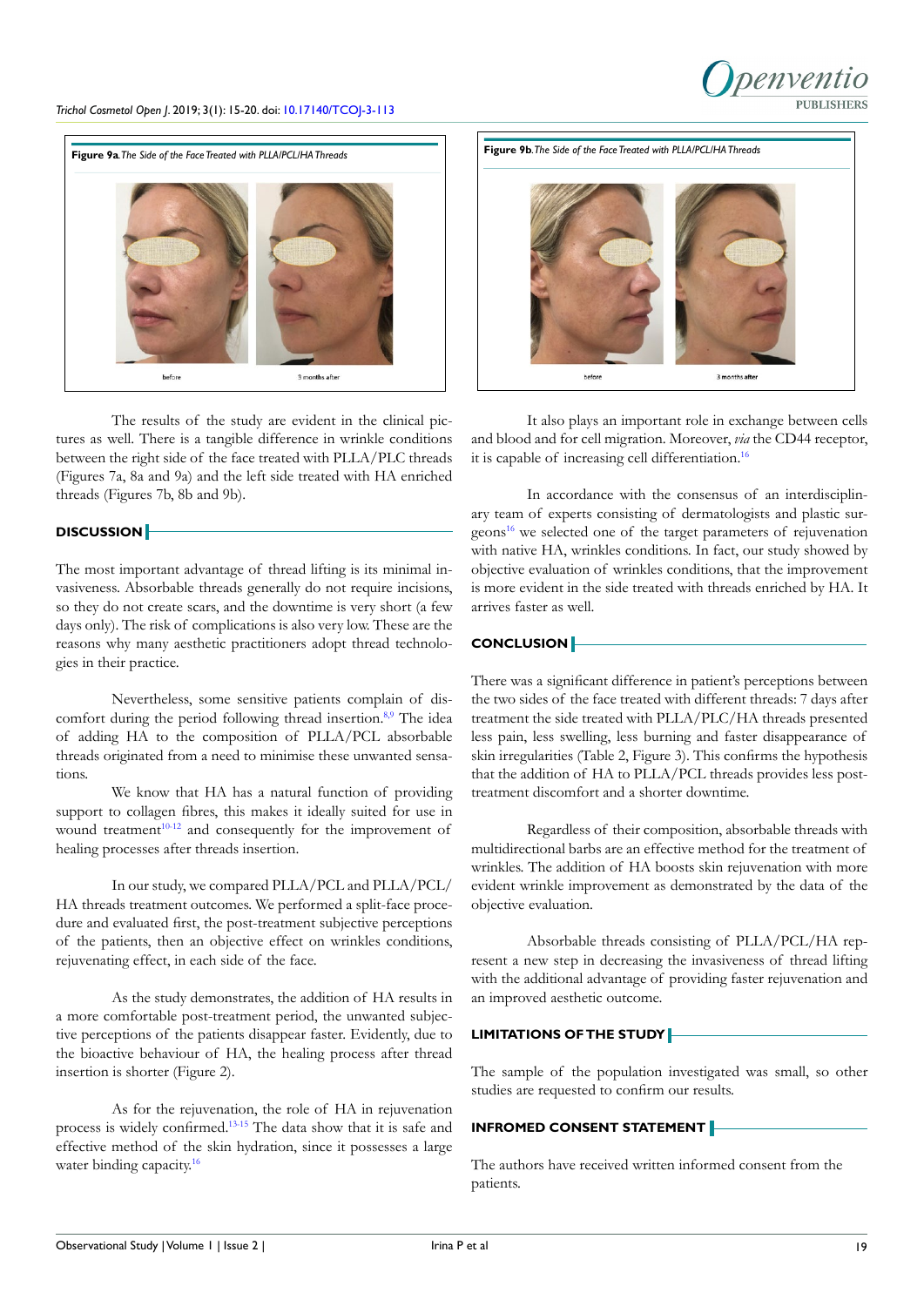**Figure 9a.** *The Side of the Face Treated with PLLA/PCL/HA Threads*

before 3 months after

**Figure 9b.** *The Side of the Face Treated with PLLA/PCL/HA Threads*

before 3 months after

The results of the study are evident in the clinical pictures as well. There is a tangible difference in wrinkle conditions between the right side of the face treated with PLLA/PLC threads (Figures 7a, 8a and 9a) and the left side treated with HA enriched threads (Figures 7b, 8b and 9b).

## DISCUSSION

The most important advantage of thread lifting is its minimal invasiveness. Absorbable threads generally do not require incisions, so they do not create scars, and the downtime is very short (a few days only). The risk of complications is also very low. These are the reasons why many aesthetic practitioners adopt thread technologies in their practice.

Nevertheless, some sensitive patients complain of discomfort during the period following thread insertion.[8,9] The idea of adding HA to the composition of PLLA/PCL absorbable threads originated from a need to minimise these unwanted sensations.

We know that HA has a natural function of providing support to collagen fibres, this makes it ideally suited for use in wound treatment[10-12] and consequently for the improvement of healing processes after threads insertion.

In our study, we compared PLLA/PCL and PLLA/PCL/HA threads treatment outcomes. We performed a split-face procedure and evaluated first, the post-treatment subjective perceptions of the patients, then an objective effect on wrinkles conditions, rejuvenating effect, in each side of the face.

As the study demonstrates, the addition of HA results in a more comfortable post-treatment period, the unwanted subjective perceptions of the patients disappear faster. Evidently, due to the bioactive behaviour of HA, the healing process after thread insertion is shorter (Figure 2).

As for the rejuvenation, the role of HA in rejuvenation process is widely confirmed.[13-15] The data show that it is safe and effective method of the skin hydration, since it possesses a large water binding capacity.[16]

It also plays an important role in exchange between cells and blood and for cell migration. Moreover, *via* the CD44 receptor, it is capable of increasing cell differentiation.[16]

In accordance with the consensus of an interdisciplinary team of experts consisting of dermatologists and plastic surgeons[16] we selected one of the target parameters of rejuvenation with native HA, wrinkles conditions. In fact, our study showed by objective evaluation of wrinkles conditions, that the improvement is more evident in the side treated with threads enriched by HA. It arrives faster as well.

## CONCLUSION

There was a significant difference in patient's perceptions between the two sides of the face treated with different threads: 7 days after treatment the side treated with PLLA/PLC/HA threads presented less pain, less swelling, less burning and faster disappearance of skin irregularities (Table 2, Figure 3). This confirms the hypothesis that the addition of HA to PLLA/PCL threads provides less post-treatment discomfort and a shorter downtime.

Regardless of their composition, absorbable threads with multidirectional barbs are an effective method for the treatment of wrinkles. The addition of HA boosts skin rejuvenation with more evident wrinkle improvement as demonstrated by the data of the objective evaluation.

Absorbable threads consisting of PLLA/PCL/HA represent a new step in decreasing the invasiveness of thread lifting with the additional advantage of providing faster rejuvenation and an improved aesthetic outcome.

## LIMITATIONS OF THE STUDY

The sample of the population investigated was small, so other studies are requested to confirm our results.

## INFRORMED CONSENT STATEMENT

The authors have received written informed consent from the patients.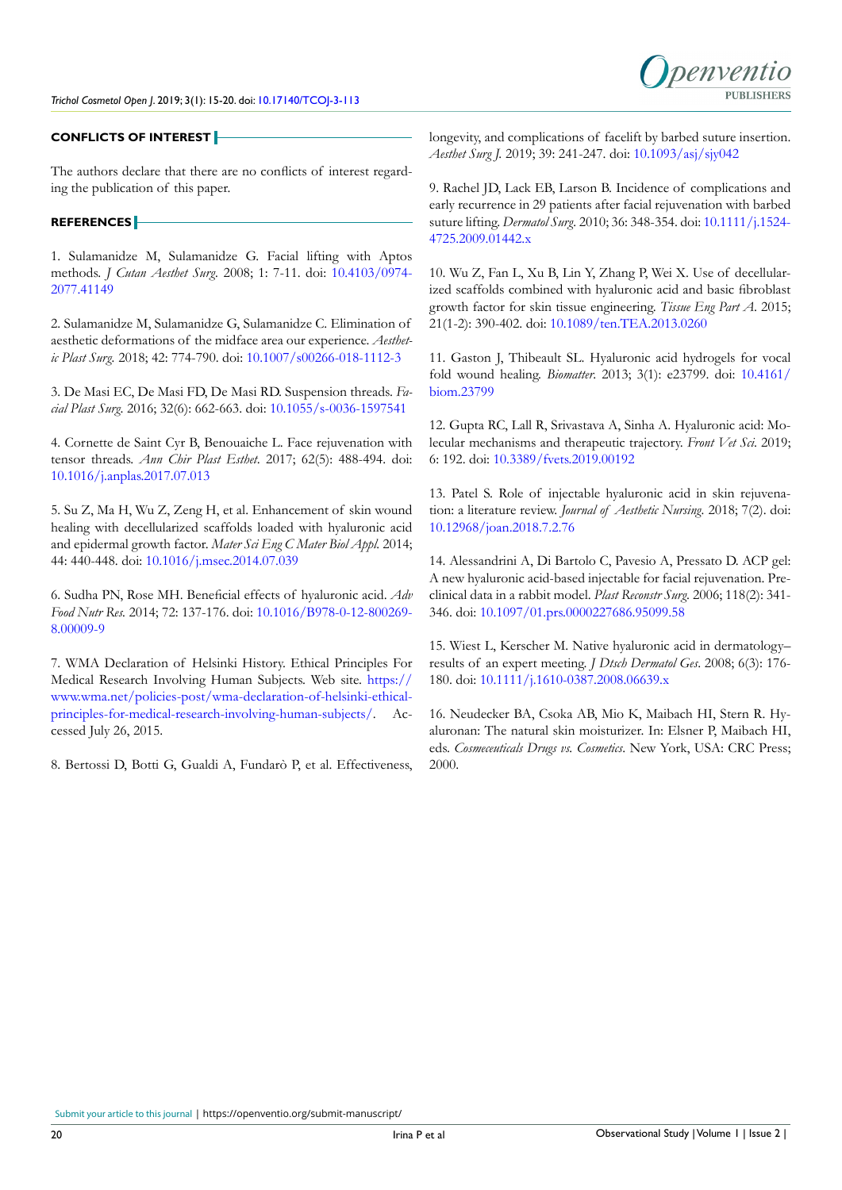## CONFLICTS OF INTEREST

The authors declare that there are no conflicts of interest regarding the publication of this paper.

## REFERENCES

1. Sulamanidze M, Sulamanidze G. Facial lifting with Aptos methods. *J Cutan Aesthet Surg*. 2008; 1: 7-11. doi: 10.4103/0974-2077.41149

2. Sulamanidze M, Sulamanidze G, Sulamanidze C. Elimination of aesthetic deformations of the midface area our experience. *Aesthetic Plast Surg*. 2018; 42: 774-790. doi: 10.1007/s00266-018-1112-3

3. De Masi EC, De Masi FD, De Masi RD. Suspension threads. *Facial Plast Surg*. 2016; 32(6): 662-663. doi: 10.1055/s-0036-1597541

4. Cornette de Saint Cyr B, Benouaiche L. Face rejuvenation with tensor threads. *Ann Chir Plast Esthet*. 2017; 62(5): 488-494. doi: 10.1016/j.anplas.2017.07.013

5. Su Z, Ma H, Wu Z, Zeng H, et al. Enhancement of skin wound healing with decellularized scaffolds loaded with hyaluronic acid and epidermal growth factor. *Mater Sci Eng C Mater Biol Appl*. 2014; 44: 440-448. doi: 10.1016/j.msec.2014.07.039

6. Sudha PN, Rose MH. Beneficial effects of hyaluronic acid. *Adv Food Nutr Res*. 2014; 72: 137-176. doi: 10.1016/B978-0-12-800269-8.00009-9

7. WMA Declaration of Helsinki History. Ethical Principles For Medical Research Involving Human Subjects. Web site. https://www.wma.net/policies-post/wma-declaration-of-helsinki-ethical-principles-for-medical-research-involving-human-subjects/. Accessed July 26, 2015.

8. Bertossi D, Botti G, Gualdi A, Fundarò P, et al. Effectiveness, longevity, and complications of facelift by barbed suture insertion. *Aesthet Surg J*. 2019; 39: 241-247. doi: 10.1093/asj/sjy042

9. Rachel JD, Lack EB, Larson B. Incidence of complications and early recurrence in 29 patients after facial rejuvenation with barbed suture lifting. *Dermatol Surg*. 2010; 36: 348-354. doi: 10.1111/j.1524-4725.2009.01442.x

10. Wu Z, Fan L, Xu B, Lin Y, Zhang P, Wei X. Use of decellularized scaffolds combined with hyaluronic acid and basic fibroblast growth factor for skin tissue engineering. *Tissue Eng Part A*. 2015; 21(1-2): 390-402. doi: 10.1089/ten.TEA.2013.0260

11. Gaston J, Thibeault SL. Hyaluronic acid hydrogels for vocal fold wound healing. *Biomatter*. 2013; 3(1): e23799. doi: 10.4161/biom.23799

12. Gupta RC, Lall R, Srivastava A, Sinha A. Hyaluronic acid: Molecular mechanisms and therapeutic trajectory. *Front Vet Sci*. 2019; 6: 192. doi: 10.3389/fvets.2019.00192

13. Patel S. Role of injectable hyaluronic acid in skin rejuvenation: a literature review. *Journal of Aesthetic Nursing*. 2018; 7(2). doi: 10.12968/joan.2018.7.2.76

14. Alessandrini A, Di Bartolo C, Pavesio A, Pressato D. ACP gel: A new hyaluronic acid-based injectable for facial rejuvenation. Preclinical data in a rabbit model. *Plast Reconstr Surg*. 2006; 118(2): 341-346. doi: 10.1097/01.prs.0000227686.95099.58

15. Wiest L, Kerscher M. Native hyaluronic acid in dermatology–results of an expert meeting. *J Dtsch Dermatol Ges*. 2008; 6(3): 176-180. doi: 10.1111/j.1610-0387.2008.06639.x

16. Neudecker BA, Csoka AB, Mio K, Maibach HI, Stern R. Hyaluronan: The natural skin moisturizer. In: Elsner P, Maibach HI, eds. *Cosmeceuticals Drugs vs. Cosmetics*. New York, USA: CRC Press; 2000.